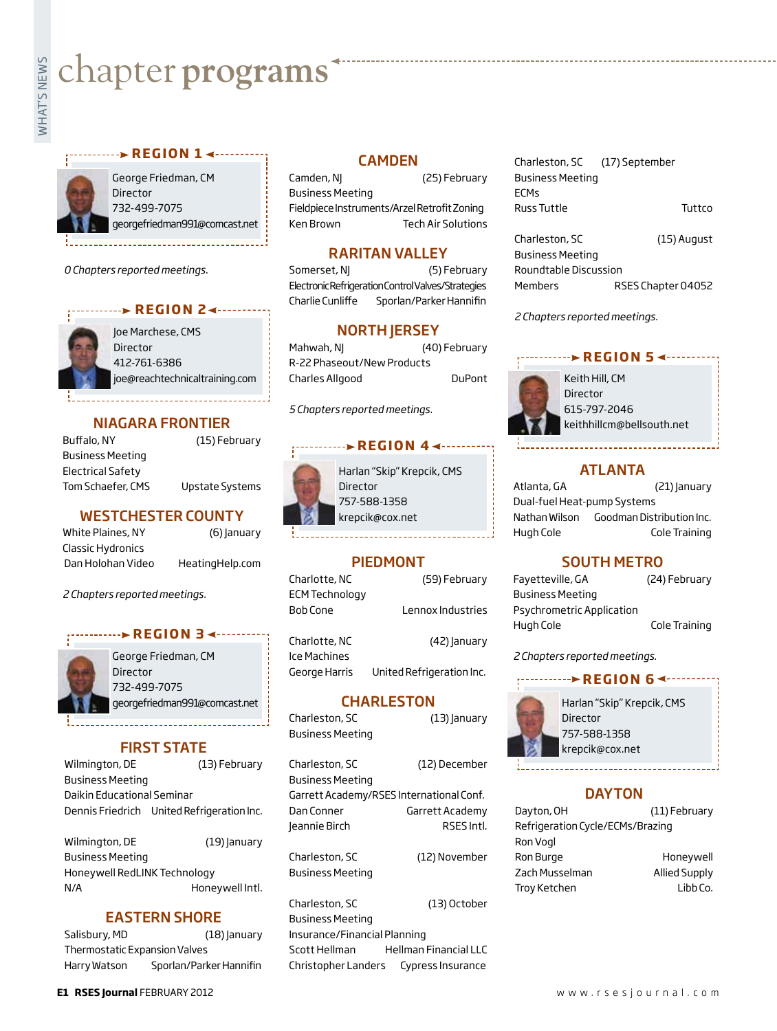# chapter programs

## REGION 1

George Friedman, CM
Director
732-499-7075
georgefriedman991@comcast.net

*0 Chapters reported meetings.*

## REGION 2

Joe Marchese, CMS
Director
412-761-6386
joe@reachtechnicaltraining.com

### NIAGARA FRONTIER

Buffalo, NY (15) February
Business Meeting
Electrical Safety
Tom Schaefer, CMS — Upstate Systems

### WESTCHESTER COUNTY

White Plaines, NY (6) January
Classic Hydronics
Dan Holohan Video — HeatingHelp.com

*2 Chapters reported meetings.*

## REGION 3

George Friedman, CM
Director
732-499-7075
georgefriedman991@comcast.net

### FIRST STATE

Wilmington, DE (13) February
Business Meeting
Daikin Educational Seminar
Dennis Friedrich — United Refrigeration Inc.

Wilmington, DE (19) January
Business Meeting
Honeywell RedLINK Technology
N/A — Honeywell Intl.

### EASTERN SHORE

Salisbury, MD (18) January
Thermostatic Expansion Valves
Harry Watson — Sporlan/Parker Hannifin

### CAMDEN

Camden, NJ (25) February
Business Meeting
Fieldpiece Instruments/Arzel Retrofit Zoning
Ken Brown — Tech Air Solutions

### RARITAN VALLEY

Somerset, NJ (5) February
Electronic Refrigeration Control Valves/Strategies
Charlie Cunliffe — Sporlan/Parker Hannifin

### NORTH JERSEY

Mahwah, NJ (40) February
R-22 Phaseout/New Products
Charles Allgood — DuPont

*5 Chapters reported meetings.*

## REGION 4

Harlan "Skip" Krepcik, CMS
Director
757-588-1358
krepcik@cox.net

### PIEDMONT

Charlotte, NC (59) February
ECM Technology
Bob Cone — Lennox Industries

Charlotte, NC (42) January
Ice Machines
George Harris — United Refrigeration Inc.

### CHARLESTON

Charleston, SC (13) January
Business Meeting

Charleston, SC (12) December
Business Meeting
Garrett Academy/RSES International Conf.
Dan Conner — Garrett Academy
Jeannie Birch — RSES Intl.

Charleston, SC (12) November
Business Meeting

Charleston, SC (13) October
Business Meeting
Insurance/Financial Planning
Scott Hellman — Hellman Financial LLC
Christopher Landers — Cypress Insurance

Charleston, SC (17) September
Business Meeting
ECMs
Russ Tuttle — Tuttco

Charleston, SC (15) August
Business Meeting
Roundtable Discussion
Members — RSES Chapter 04052

*2 Chapters reported meetings.*

## REGION 5

Keith Hill, CM
Director
615-797-2046
keithhillcm@bellsouth.net

### ATLANTA

Atlanta, GA (21) January
Dual-fuel Heat-pump Systems
Nathan Wilson — Goodman Distribution Inc.
Hugh Cole — Cole Training

### SOUTH METRO

Fayetteville, GA (24) February
Business Meeting
Psychrometric Application
Hugh Cole — Cole Training

*2 Chapters reported meetings.*

## REGION 6

Harlan "Skip" Krepcik, CMS
Director
757-588-1358
krepcik@cox.net

### DAYTON

Dayton, OH (11) February
Refrigeration Cycle/ECMs/Brazing
Ron Vogl
Ron Burge — Honeywell
Zach Musselman — Allied Supply
Troy Ketchen — Libb Co.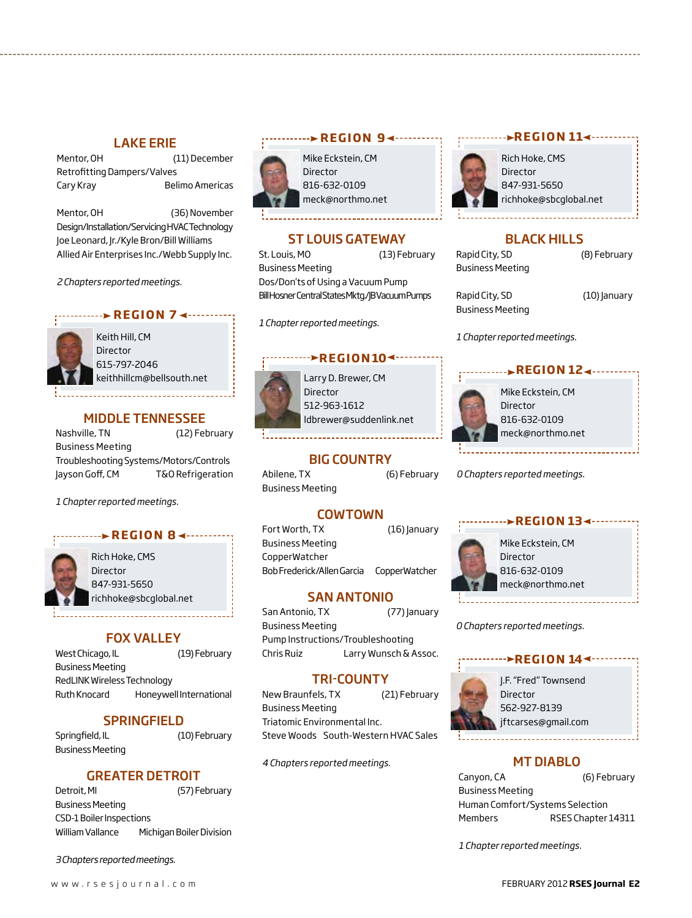## LAKE ERIE

Mentor, OH (11) December
Retrofitting Dampers/Valves
Cary Kray Belimo Americas

Mentor, OH (36) November
Design/Installation/Servicing HVAC Technology
Joe Leonard, Jr./Kyle Bron/Bill Williams
Allied Air Enterprises Inc./Webb Supply Inc.

*2 Chapters reported meetings.*

## REGION 7

Keith Hill, CM
Director
615-797-2046
keithhillcm@bellsouth.net

## MIDDLE TENNESSEE

Nashville, TN (12) February
Business Meeting
Troubleshooting Systems/Motors/Controls
Jayson Goff, CM T&O Refrigeration

*1 Chapter reported meetings.*

## REGION 8

Rich Hoke, CMS
Director
847-931-5650
richhoke@sbcglobal.net

## FOX VALLEY

West Chicago, IL (19) February
Business Meeting
RedLINK Wireless Technology
Ruth Knocard Honeywell International

## SPRINGFIELD

Springfield, IL (10) February
Business Meeting

## GREATER DETROIT

Detroit, MI (57) February
Business Meeting
CSD-1 Boiler Inspections
William Vallance Michigan Boiler Division

*3 Chapters reported meetings.*

## REGION 9

Mike Eckstein, CM
Director
816-632-0109
meck@northmo.net

## ST LOUIS GATEWAY

St. Louis, MO (13) February
Business Meeting
Dos/Don'ts of Using a Vacuum Pump
Bill Hosner Central States Mktg./JB Vacuum Pumps

*1 Chapter reported meetings.*

## REGION 10

Larry D. Brewer, CM
Director
512-963-1612
ldbrewer@suddenlink.net

## BIG COUNTRY

Abilene, TX (6) February
Business Meeting

## COWTOWN

Fort Worth, TX (16) January
Business Meeting
CopperWatcher
Bob Frederick/Allen Garcia CopperWatcher

## SAN ANTONIO

San Antonio, TX (77) January
Business Meeting
Pump Instructions/Troubleshooting
Chris Ruiz Larry Wunsch & Assoc.

## TRI-COUNTY

New Braunfels, TX (21) February
Business Meeting
Triatomic Environmental Inc.
Steve Woods South-Western HVAC Sales

*4 Chapters reported meetings.*

## REGION 11

Rich Hoke, CMS
Director
847-931-5650
richhoke@sbcglobal.net

## BLACK HILLS

Rapid City, SD (8) February
Business Meeting

Rapid City, SD (10) January
Business Meeting

*1 Chapter reported meetings.*

## REGION 12

Mike Eckstein, CM
Director
816-632-0109
meck@northmo.net

*0 Chapters reported meetings.*

## REGION 13

Mike Eckstein, CM
Director
816-632-0109
meck@northmo.net

*0 Chapters reported meetings.*

## REGION 14

J.F. "Fred" Townsend
Director
562-927-8139
jftcarses@gmail.com

## MT DIABLO

Canyon, CA (6) February
Business Meeting
Human Comfort/Systems Selection
Members RSES Chapter 14311

*1 Chapter reported meetings.*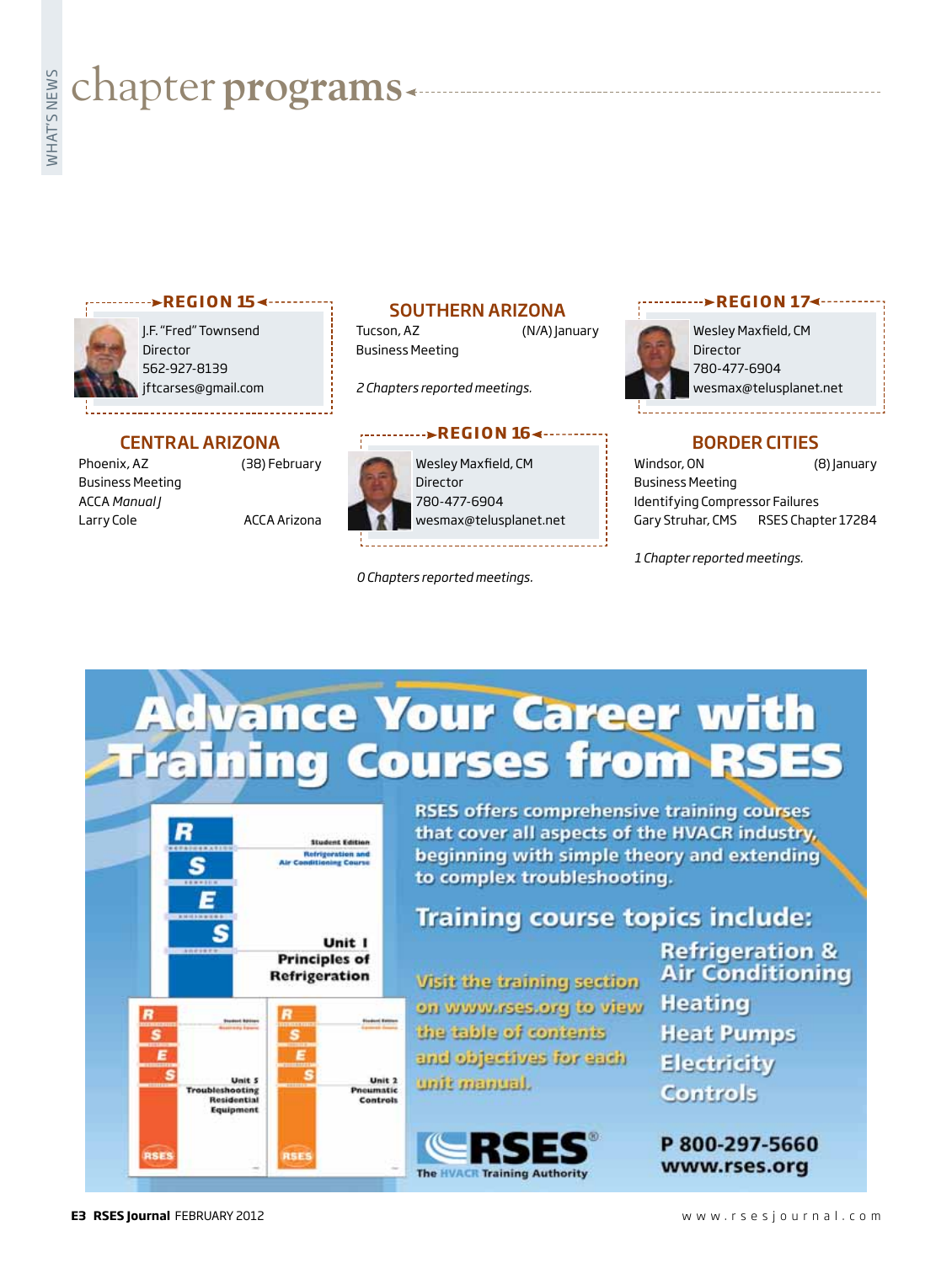# chapter programs

## REGION 15

J.F. "Fred" Townsend
Director
562-927-8139
jftcarses@gmail.com

### CENTRAL ARIZONA

Phoenix, AZ (38) February
Business Meeting
ACCA *Manual J*
Larry Cole ACCA Arizona

### SOUTHERN ARIZONA

Tucson, AZ (N/A) January
Business Meeting

*2 Chapters reported meetings.*

## REGION 16

Wesley Maxfield, CM
Director
780-477-6904
wesmax@telusplanet.net

*0 Chapters reported meetings.*

## REGION 17

Wesley Maxfield, CM
Director
780-477-6904
wesmax@telusplanet.net

### BORDER CITIES

Windsor, ON (8) January
Business Meeting
Identifying Compressor Failures
Gary Struhar, CMS RSES Chapter 17284

*1 Chapter reported meetings.*

# Advance Your Career with Training Courses from RSES

RSES offers comprehensive training courses that cover all aspects of the HVACR industry, beginning with simple theory and extending to complex troubleshooting.

## Training course topics include:

- Refrigeration & Air Conditioning
- Heating
- Heat Pumps
- Electricity
- Controls

Visit the training section on www.rses.org to view the table of contents and objectives for each unit manual.

RSES The HVACR Training Authority

P 800-297-5660
www.rses.org